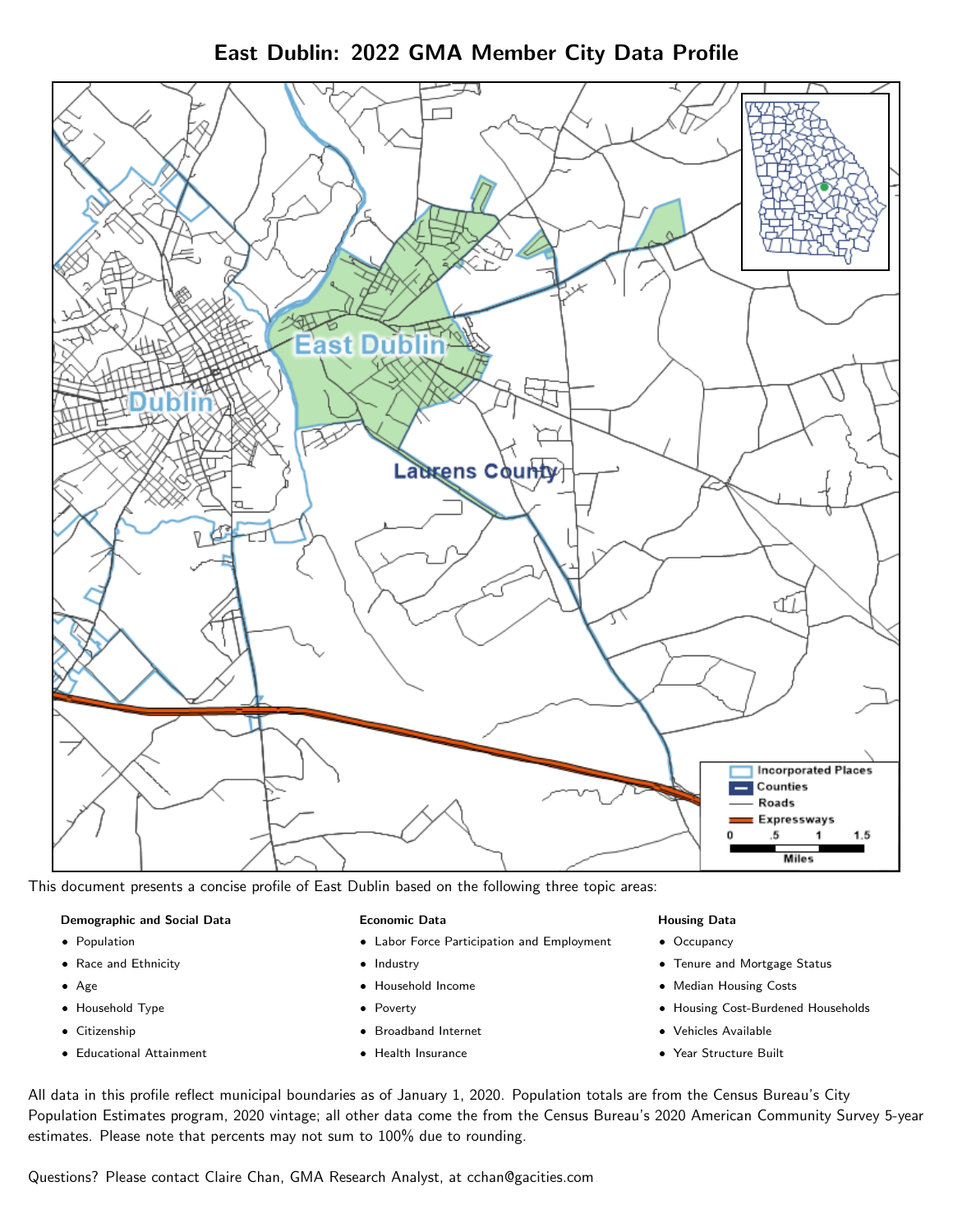# East Dublin: 2022 GMA Member City Data Profile

This document presents a concise profile of East Dublin based on the following three topic areas:

**Demographic and Social Data**

- Population
- Race and Ethnicity
- Age
- Household Type
- Citizenship
- Educational Attainment

**Economic Data**

- Labor Force Participation and Employment
- Industry
- Household Income
- Poverty
- Broadband Internet
- Health Insurance

**Housing Data**

- Occupancy
- Tenure and Mortgage Status
- Median Housing Costs
- Housing Cost-Burdened Households
- Vehicles Available
- Year Structure Built

All data in this profile reflect municipal boundaries as of January 1, 2020. Population totals are from the Census Bureau's City Population Estimates program, 2020 vintage; all other data come the from the Census Bureau's 2020 American Community Survey 5-year estimates. Please note that percents may not sum to 100% due to rounding.

Questions? Please contact Claire Chan, GMA Research Analyst, at cchan@gacities.com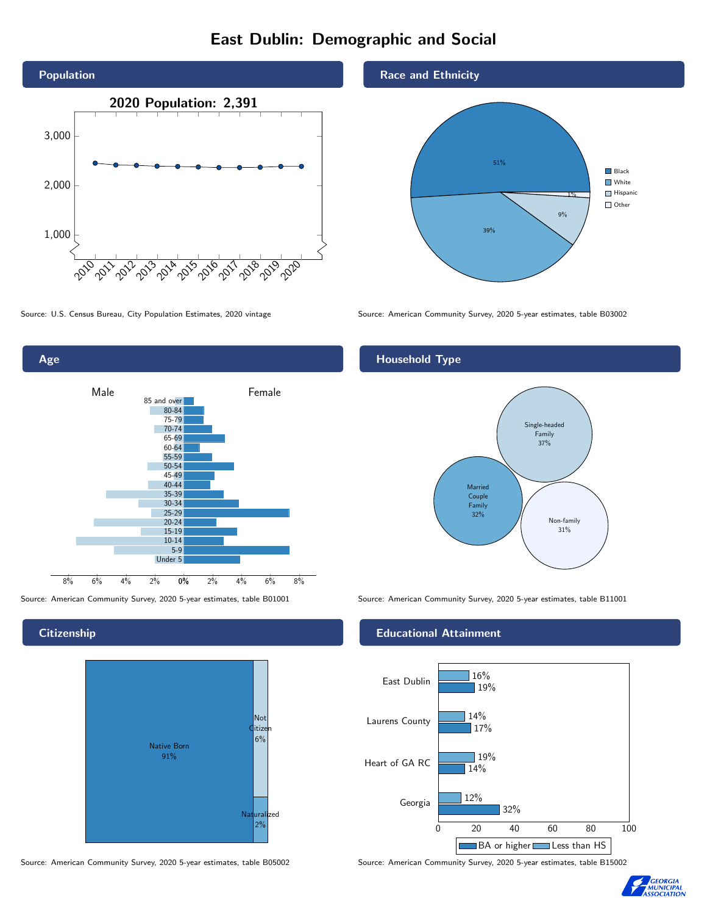# East Dublin: Demographic and Social

## Population

2020 Population: 2,391

Source: U.S. Census Bureau, City Population Estimates, 2020 vintage

## Race and Ethnicity

| Race/Ethnicity | Percent |
|---|---|
| Black | 51% |
| White | 39% |
| Hispanic | 9% |
| Other | 1% |

Source: American Community Survey, 2020 5-year estimates, table B03002

## Age

Male / Female

Age groups: 85 and over, 80-84, 75-79, 70-74, 65-69, 60-64, 55-59, 50-54, 45-49, 40-44, 35-39, 30-34, 25-29, 20-24, 15-19, 10-14, 5-9, Under 5

Source: American Community Survey, 2020 5-year estimates, table B01001

## Household Type

| Household Type | Percent |
|---|---|
| Single-headed Family | 37% |
| Married Couple Family | 32% |
| Non-family | 31% |

Source: American Community Survey, 2020 5-year estimates, table B11001

## Citizenship

| Citizenship | Percent |
|---|---|
| Native Born | 91% |
| Not Citizen | 6% |
| Naturalized | 2% |

Source: American Community Survey, 2020 5-year estimates, table B05002

## Educational Attainment

| Area | Less than HS | BA or higher |
|---|---|---|
| East Dublin | 16% | 19% |
| Laurens County | 14% | 17% |
| Heart of GA RC | 19% | 14% |
| Georgia | 12% | 32% |

Source: American Community Survey, 2020 5-year estimates, table B15002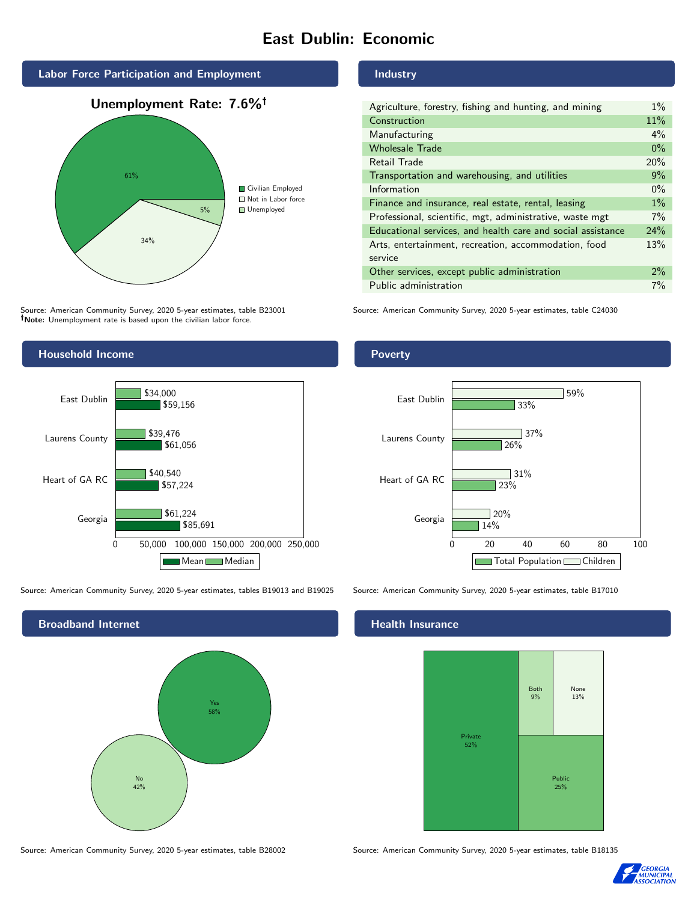# East Dublin: Economic

## Labor Force Participation and Employment

**Unemployment Rate: 7.6%†**

| Category | Percent |
| --- | --- |
| Civilian Employed | 61% |
| Not in Labor force | 34% |
| Unemployed | 5% |

Source: American Community Survey, 2020 5-year estimates, table B23001
**†Note:** Unemployment rate is based upon the civilian labor force.

## Industry

| Industry | Percent |
| --- | --- |
| Agriculture, forestry, fishing and hunting, and mining | 1% |
| Construction | 11% |
| Manufacturing | 4% |
| Wholesale Trade | 0% |
| Retail Trade | 20% |
| Transportation and warehousing, and utilities | 9% |
| Information | 0% |
| Finance and insurance, real estate, rental, leasing | 1% |
| Professional, scientific, mgt, administrative, waste mgt | 7% |
| Educational services, and health care and social assistance | 24% |
| Arts, entertainment, recreation, accommodation, food service | 13% |
| Other services, except public administration | 2% |
| Public administration | 7% |

Source: American Community Survey, 2020 5-year estimates, table C24030

## Household Income

| | Median | Mean |
| --- | --- | --- |
| East Dublin | $34,000 | $59,156 |
| Laurens County | $39,476 | $61,056 |
| Heart of GA RC | $40,540 | $57,224 |
| Georgia | $61,224 | $85,691 |

Source: American Community Survey, 2020 5-year estimates, tables B19013 and B19025

## Poverty

| | Children | Total Population |
| --- | --- | --- |
| East Dublin | 59% | 33% |
| Laurens County | 37% | 26% |
| Heart of GA RC | 31% | 23% |
| Georgia | 20% | 14% |

Source: American Community Survey, 2020 5-year estimates, table B17010

## Broadband Internet

| | Percent |
| --- | --- |
| Yes | 58% |
| No | 42% |

Source: American Community Survey, 2020 5-year estimates, table B28002

## Health Insurance

| | Percent |
| --- | --- |
| Private | 52% |
| Public | 25% |
| None | 13% |
| Both | 9% |

Source: American Community Survey, 2020 5-year estimates, table B18135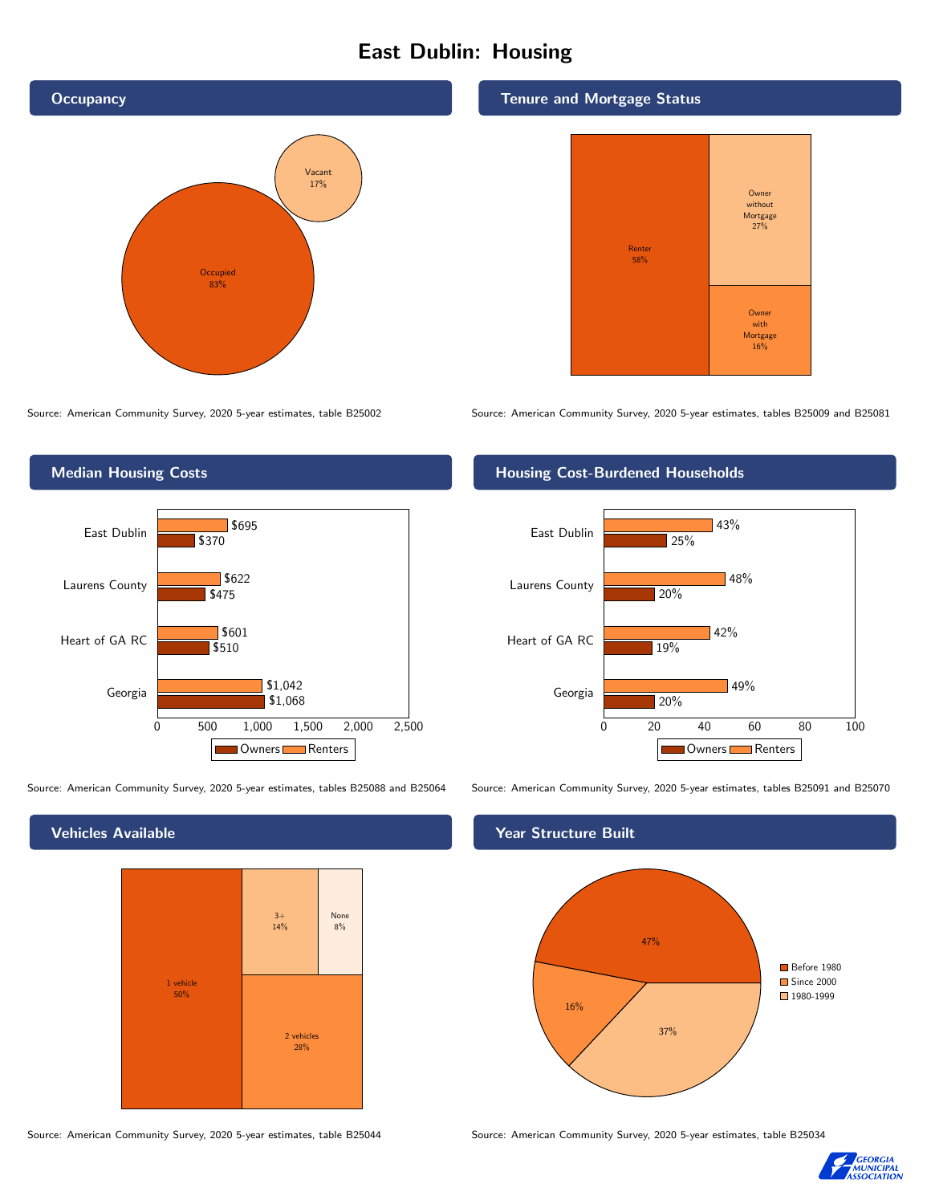# East Dublin: Housing

## Occupancy

Vacant
17%

Occupied
83%

Source: American Community Survey, 2020 5-year estimates, table B25002

## Tenure and Mortgage Status

Renter
58%

Owner without Mortgage
27%

Owner with Mortgage
16%

Source: American Community Survey, 2020 5-year estimates, tables B25009 and B25081

## Median Housing Costs

East Dublin
$695
$370

Laurens County
$622
$475

Heart of GA RC
$601
$510

Georgia
$1,042
$1,068

0 500 1,000 1,500 2,000 2,500

Owners Renters

Source: American Community Survey, 2020 5-year estimates, tables B25088 and B25064

## Housing Cost-Burdened Households

East Dublin
43%
25%

Laurens County
48%
20%

Heart of GA RC
42%
19%

Georgia
49%
20%

0 20 40 60 80 100

Owners Renters

Source: American Community Survey, 2020 5-year estimates, tables B25091 and B25070

## Vehicles Available

1 vehicle
50%

2 vehicles
28%

3+
14%

None
8%

Source: American Community Survey, 2020 5-year estimates, table B25044

## Year Structure Built

47%

37%

16%

Before 1980
Since 2000
1980-1999

Source: American Community Survey, 2020 5-year estimates, table B25034